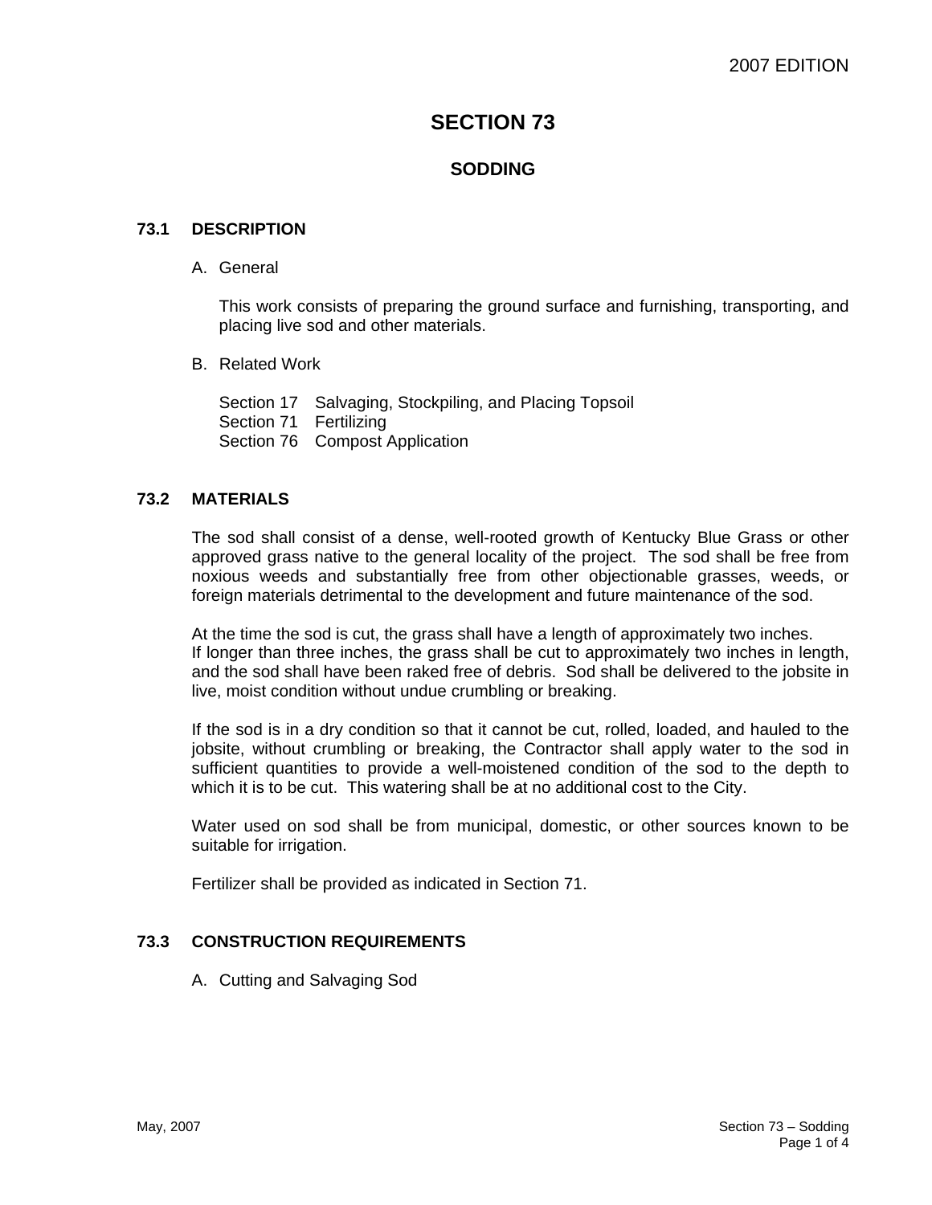# SECTION 73

## SODDING

### 73.1 DESCRIPTION

A. General

This work consists of preparing the ground surface and furnishing, transporting, and placing live sod and other materials.

B. Related Work

Section 17 Salvaging, Stockpiling, and Placing Topsoil
Section 71 Fertilizing
Section 76 Compost Application

### 73.2 MATERIALS

The sod shall consist of a dense, well-rooted growth of Kentucky Blue Grass or other approved grass native to the general locality of the project. The sod shall be free from noxious weeds and substantially free from other objectionable grasses, weeds, or foreign materials detrimental to the development and future maintenance of the sod.

At the time the sod is cut, the grass shall have a length of approximately two inches. If longer than three inches, the grass shall be cut to approximately two inches in length, and the sod shall have been raked free of debris. Sod shall be delivered to the jobsite in live, moist condition without undue crumbling or breaking.

If the sod is in a dry condition so that it cannot be cut, rolled, loaded, and hauled to the jobsite, without crumbling or breaking, the Contractor shall apply water to the sod in sufficient quantities to provide a well-moistened condition of the sod to the depth to which it is to be cut. This watering shall be at no additional cost to the City.

Water used on sod shall be from municipal, domestic, or other sources known to be suitable for irrigation.

Fertilizer shall be provided as indicated in Section 71.

### 73.3 CONSTRUCTION REQUIREMENTS

A. Cutting and Salvaging Sod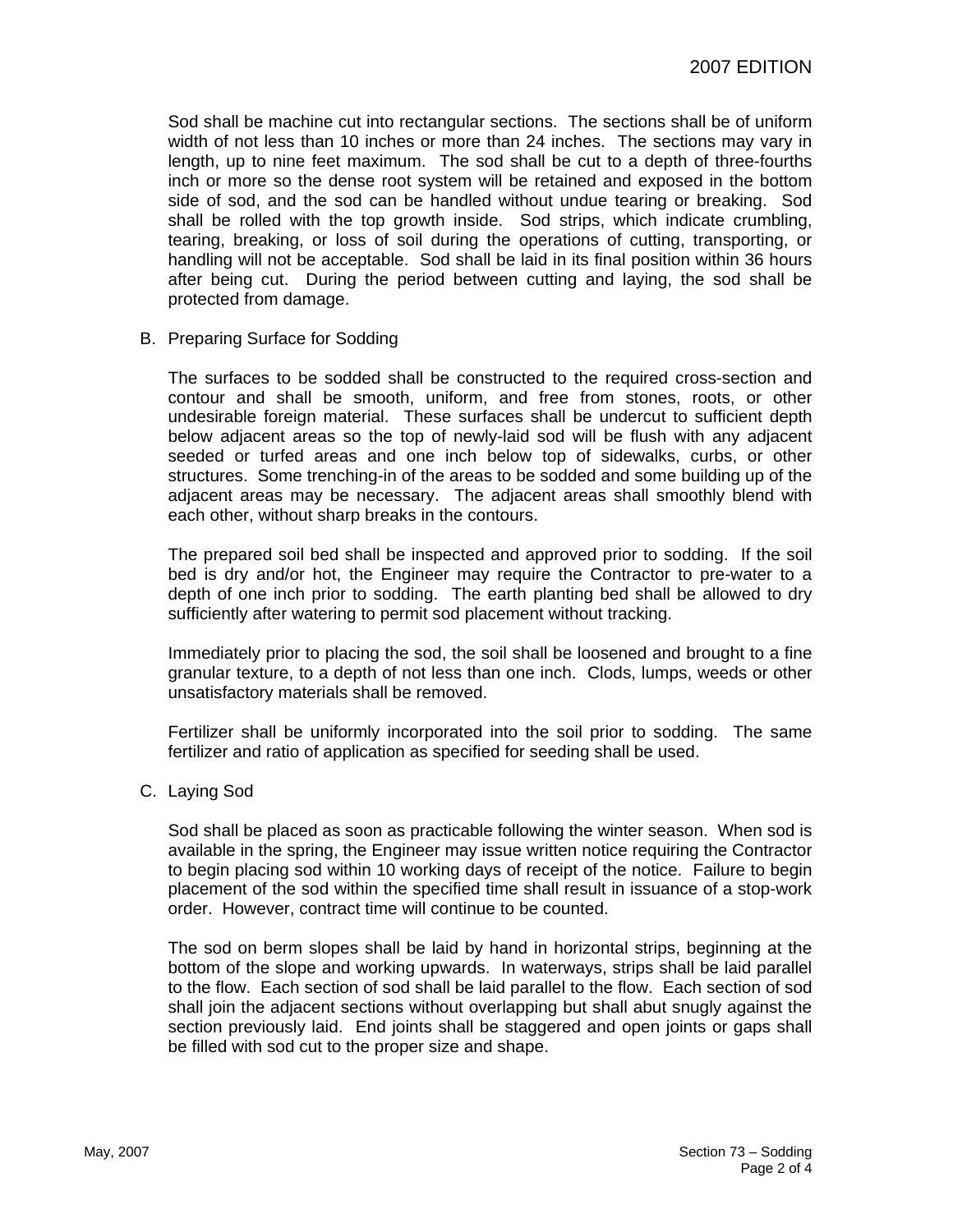Sod shall be machine cut into rectangular sections. The sections shall be of uniform width of not less than 10 inches or more than 24 inches. The sections may vary in length, up to nine feet maximum. The sod shall be cut to a depth of three-fourths inch or more so the dense root system will be retained and exposed in the bottom side of sod, and the sod can be handled without undue tearing or breaking. Sod shall be rolled with the top growth inside. Sod strips, which indicate crumbling, tearing, breaking, or loss of soil during the operations of cutting, transporting, or handling will not be acceptable. Sod shall be laid in its final position within 36 hours after being cut. During the period between cutting and laying, the sod shall be protected from damage.

B. Preparing Surface for Sodding

The surfaces to be sodded shall be constructed to the required cross-section and contour and shall be smooth, uniform, and free from stones, roots, or other undesirable foreign material. These surfaces shall be undercut to sufficient depth below adjacent areas so the top of newly-laid sod will be flush with any adjacent seeded or turfed areas and one inch below top of sidewalks, curbs, or other structures. Some trenching-in of the areas to be sodded and some building up of the adjacent areas may be necessary. The adjacent areas shall smoothly blend with each other, without sharp breaks in the contours.

The prepared soil bed shall be inspected and approved prior to sodding. If the soil bed is dry and/or hot, the Engineer may require the Contractor to pre-water to a depth of one inch prior to sodding. The earth planting bed shall be allowed to dry sufficiently after watering to permit sod placement without tracking.

Immediately prior to placing the sod, the soil shall be loosened and brought to a fine granular texture, to a depth of not less than one inch. Clods, lumps, weeds or other unsatisfactory materials shall be removed.

Fertilizer shall be uniformly incorporated into the soil prior to sodding. The same fertilizer and ratio of application as specified for seeding shall be used.

C. Laying Sod

Sod shall be placed as soon as practicable following the winter season. When sod is available in the spring, the Engineer may issue written notice requiring the Contractor to begin placing sod within 10 working days of receipt of the notice. Failure to begin placement of the sod within the specified time shall result in issuance of a stop-work order. However, contract time will continue to be counted.

The sod on berm slopes shall be laid by hand in horizontal strips, beginning at the bottom of the slope and working upwards. In waterways, strips shall be laid parallel to the flow. Each section of sod shall be laid parallel to the flow. Each section of sod shall join the adjacent sections without overlapping but shall abut snugly against the section previously laid. End joints shall be staggered and open joints or gaps shall be filled with sod cut to the proper size and shape.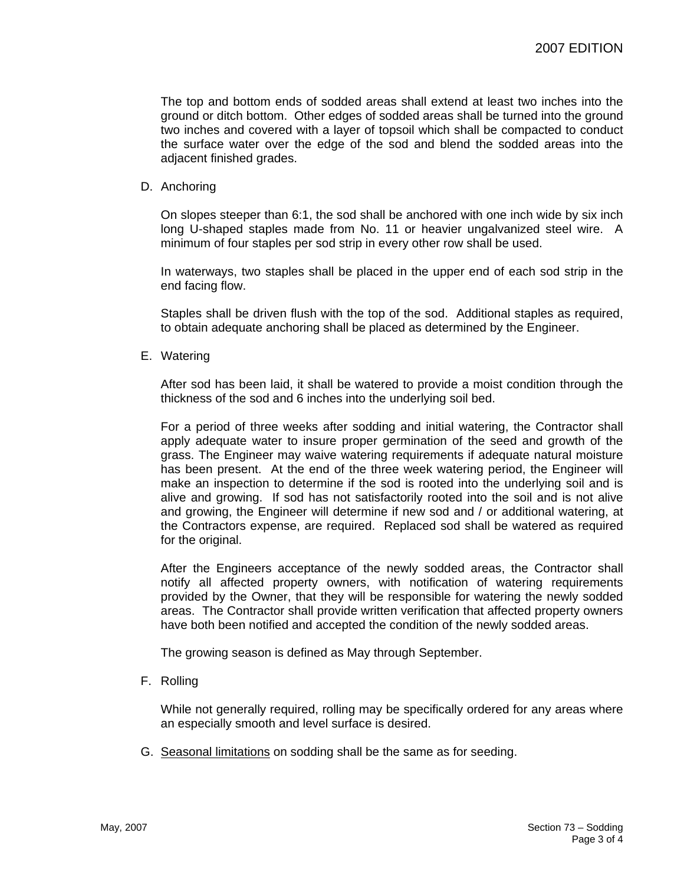The top and bottom ends of sodded areas shall extend at least two inches into the ground or ditch bottom. Other edges of sodded areas shall be turned into the ground two inches and covered with a layer of topsoil which shall be compacted to conduct the surface water over the edge of the sod and blend the sodded areas into the adjacent finished grades.

D. Anchoring

On slopes steeper than 6:1, the sod shall be anchored with one inch wide by six inch long U-shaped staples made from No. 11 or heavier ungalvanized steel wire. A minimum of four staples per sod strip in every other row shall be used.

In waterways, two staples shall be placed in the upper end of each sod strip in the end facing flow.

Staples shall be driven flush with the top of the sod. Additional staples as required, to obtain adequate anchoring shall be placed as determined by the Engineer.

E. Watering

After sod has been laid, it shall be watered to provide a moist condition through the thickness of the sod and 6 inches into the underlying soil bed.

For a period of three weeks after sodding and initial watering, the Contractor shall apply adequate water to insure proper germination of the seed and growth of the grass. The Engineer may waive watering requirements if adequate natural moisture has been present. At the end of the three week watering period, the Engineer will make an inspection to determine if the sod is rooted into the underlying soil and is alive and growing. If sod has not satisfactorily rooted into the soil and is not alive and growing, the Engineer will determine if new sod and / or additional watering, at the Contractors expense, are required. Replaced sod shall be watered as required for the original.

After the Engineers acceptance of the newly sodded areas, the Contractor shall notify all affected property owners, with notification of watering requirements provided by the Owner, that they will be responsible for watering the newly sodded areas. The Contractor shall provide written verification that affected property owners have both been notified and accepted the condition of the newly sodded areas.

The growing season is defined as May through September.

F. Rolling

While not generally required, rolling may be specifically ordered for any areas where an especially smooth and level surface is desired.

G. <u>Seasonal limitations</u> on sodding shall be the same as for seeding.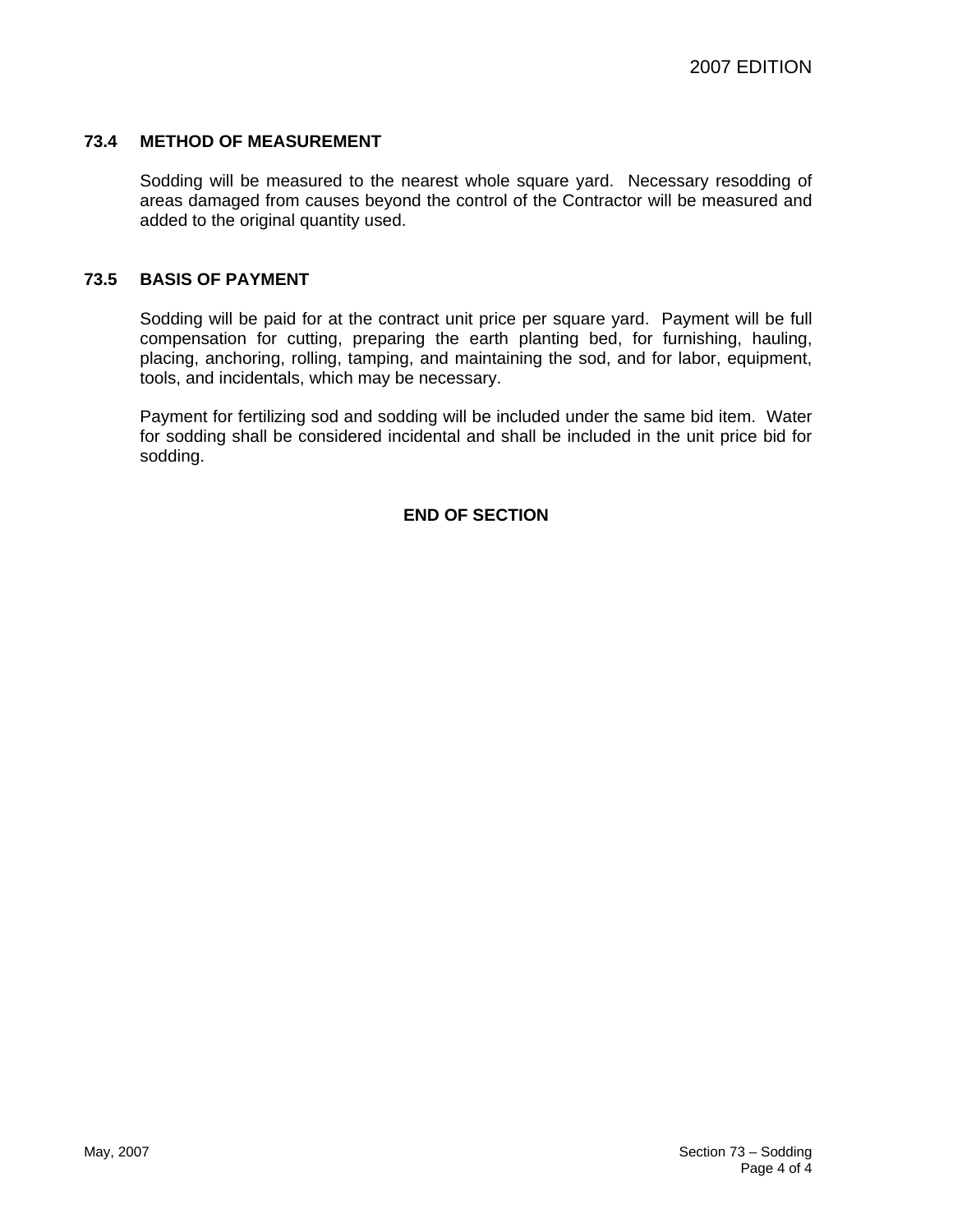## 73.4 METHOD OF MEASUREMENT

Sodding will be measured to the nearest whole square yard. Necessary resodding of areas damaged from causes beyond the control of the Contractor will be measured and added to the original quantity used.

## 73.5 BASIS OF PAYMENT

Sodding will be paid for at the contract unit price per square yard. Payment will be full compensation for cutting, preparing the earth planting bed, for furnishing, hauling, placing, anchoring, rolling, tamping, and maintaining the sod, and for labor, equipment, tools, and incidentals, which may be necessary.

Payment for fertilizing sod and sodding will be included under the same bid item. Water for sodding shall be considered incidental and shall be included in the unit price bid for sodding.

**END OF SECTION**